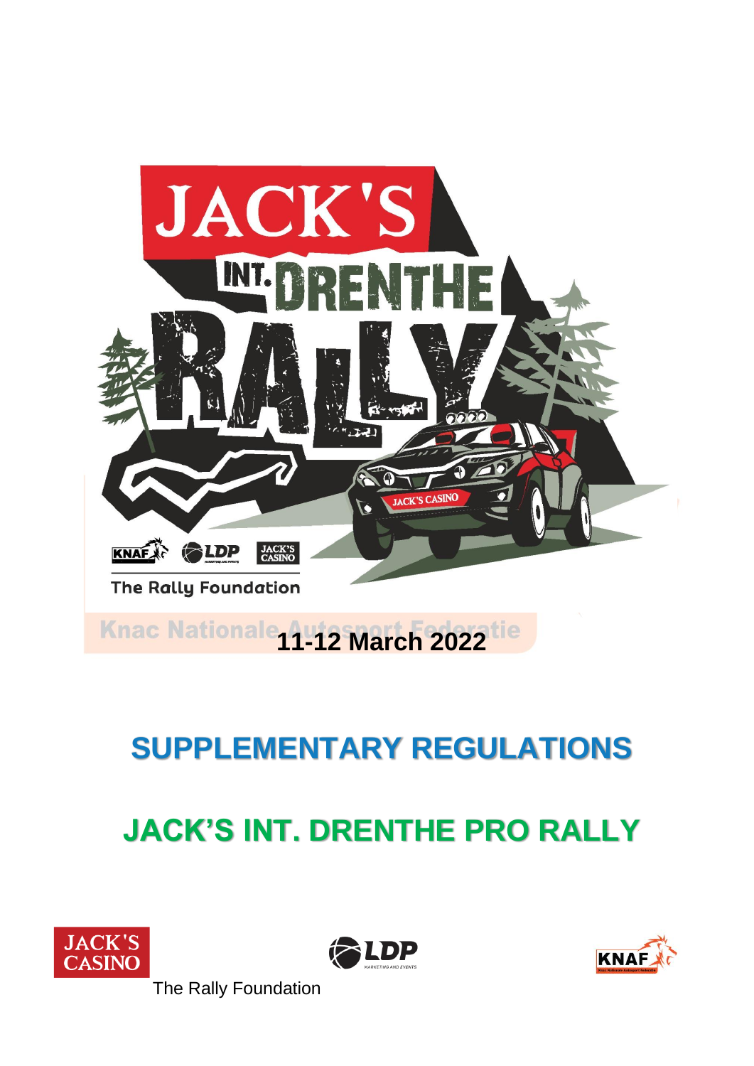**11-12 March 2022**

# SUPPLEMENTARY REGULATIONS

# JACK'S INT. DRENTHE PRO RALLY

The Rally Foundation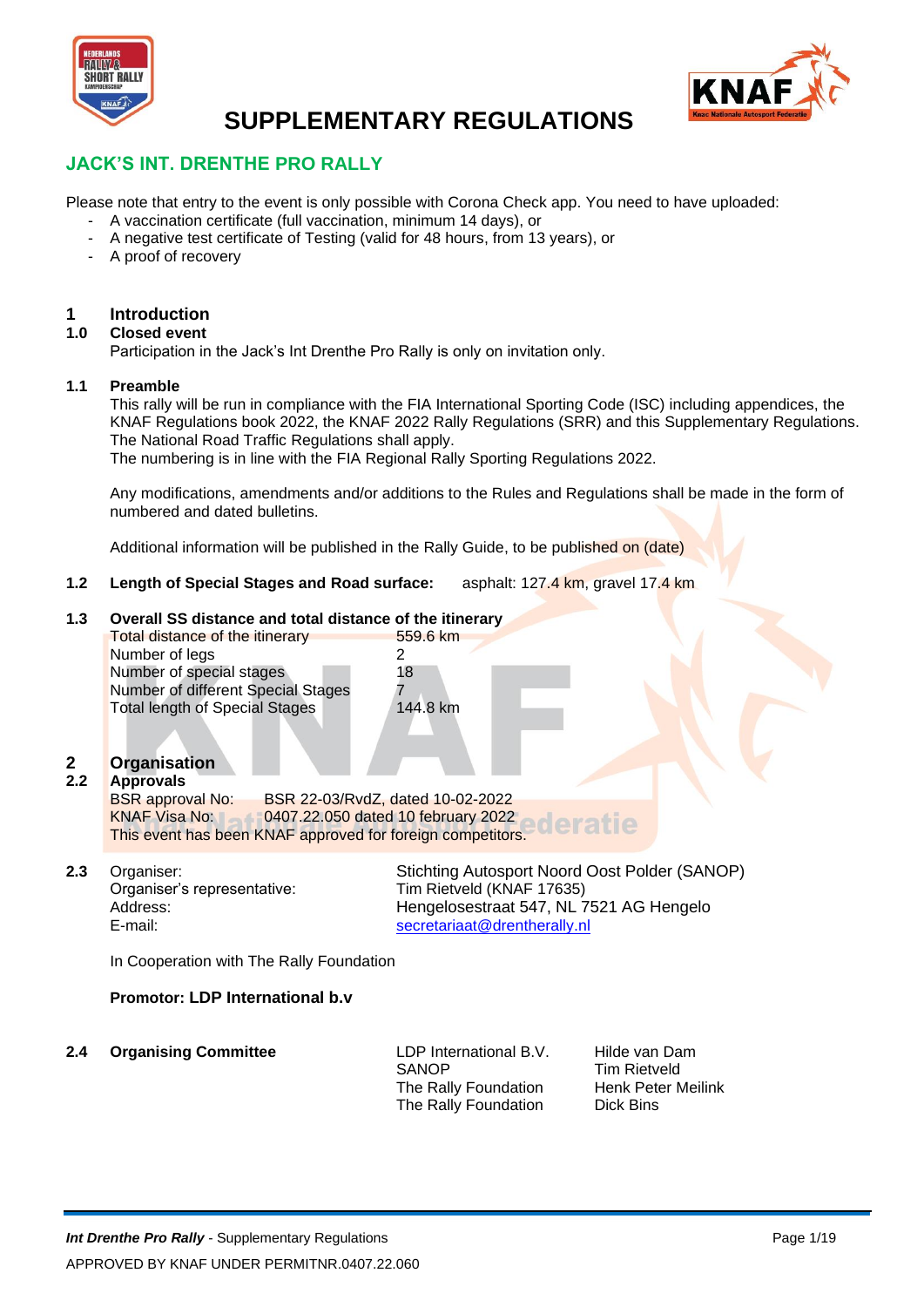# SUPPLEMENTARY REGULATIONS

## JACK'S INT. DRENTHE PRO RALLY

Please note that entry to the event is only possible with Corona Check app. You need to have uploaded:
- A vaccination certificate (full vaccination, minimum 14 days), or
- A negative test certificate of Testing (valid for 48 hours, from 13 years), or
- A proof of recovery

## 1 Introduction

### 1.0 Closed event

Participation in the Jack's Int Drenthe Pro Rally is only on invitation only.

### 1.1 Preamble

This rally will be run in compliance with the FIA International Sporting Code (ISC) including appendices, the KNAF Regulations book 2022, the KNAF 2022 Rally Regulations (SRR) and this Supplementary Regulations. The National Road Traffic Regulations shall apply.
The numbering is in line with the FIA Regional Rally Sporting Regulations 2022.

Any modifications, amendments and/or additions to the Rules and Regulations shall be made in the form of numbered and dated bulletins.

Additional information will be published in the Rally Guide, to be published on (date)

### 1.2 Length of Special Stages and Road surface:

asphalt: 127.4 km, gravel 17.4 km

### 1.3 Overall SS distance and total distance of the itinerary

| | |
|---|---|
| Total distance of the itinerary | 559.6 km |
| Number of legs | 2 |
| Number of special stages | 18 |
| Number of different Special Stages | 7 |
| Total length of Special Stages | 144.8 km |

## 2 Organisation

### 2.2 Approvals

BSR approval No: BSR 22-03/RvdZ, dated 10-02-2022
KNAF Visa No: 0407.22.050 dated 10 february 2022
This event has been KNAF approved for foreign competitors.

### 2.3

| | |
|---|---|
| Organiser: | Stichting Autosport Noord Oost Polder (SANOP) |
| Organiser's representative: | Tim Rietveld (KNAF 17635) |
| Address: | Hengelosestraat 547, NL 7521 AG Hengelo |
| E-mail: | secretariaat@drentherally.nl |

In Cooperation with The Rally Foundation

**Promotor: LDP International b.v**

### 2.4 Organising Committee

| | |
|---|---|
| LDP International B.V. | Hilde van Dam |
| SANOP | Tim Rietveld |
| The Rally Foundation | Henk Peter Meilink |
| The Rally Foundation | Dick Bins |

APPROVED BY KNAF UNDER PERMITNR.0407.22.060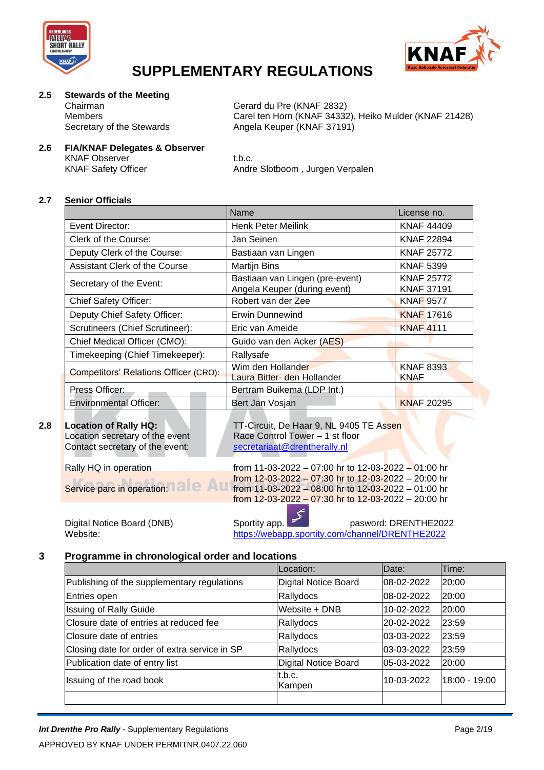# SUPPLEMENTARY REGULATIONS

## 2.5 Stewards of the Meeting

| | |
|---|---|
| Chairman | Gerard du Pre (KNAF 2832) |
| Members | Carel ten Horn (KNAF 34332), Heiko Mulder (KNAF 21428) |
| Secretary of the Stewards | Angela Keuper (KNAF 37191) |

## 2.6 FIA/KNAF Delegates & Observer

| | |
|---|---|
| KNAF Observer | t.b.c. |
| KNAF Safety Officer | Andre Slotboom , Jurgen Verpalen |

## 2.7 Senior Officials

| | Name | License no. |
|---|---|---|
| Event Director: | Henk Peter Meilink | KNAF 44409 |
| Clerk of the Course: | Jan Seinen | KNAF 22894 |
| Deputy Clerk of the Course: | Bastiaan van Lingen | KNAF 25772 |
| Assistant Clerk of the Course | Martijn Bins | KNAF 5399 |
| Secretary of the Event: | Bastiaan van Lingen (pre-event)<br>Angela Keuper (during event) | KNAF 25772<br>KNAF 37191 |
| Chief Safety Officer: | Robert van der Zee | KNAF 9577 |
| Deputy Chief Safety Officer: | Erwin Dunnewind | KNAF 17616 |
| Scrutineers (Chief Scrutineer): | Eric van Ameide | KNAF 4111 |
| Chief Medical Officer (CMO): | Guido van den Acker (AES) | |
| Timekeeping (Chief Timekeeper): | Rallysafe | |
| Competitors' Relations Officer (CRO): | Wim den Hollander<br>Laura Bitter- den Hollander | KNAF 8393<br>KNAF |
| Press Officer: | Bertram Buikema (LDP Int.) | |
| Environmental Officer: | Bert Jan Vosjan | KNAF 20295 |

## 2.8 Location of Rally HQ:

| | |
|---|---|
| Location secretary of the event | TT-Circuit, De Haar 9, NL 9405 TE Assen<br>Race Control Tower – 1 st floor |
| Contact secretary of the event: | secretariaat@drentherally.nl |
| Rally HQ in operation | from 11-03-2022 – 07:00 hr to 12-03-2022 – 01:00 hr<br>from 12-03-2022 – 07:30 hr to 12-03-2022 – 20:00 hr |
| Service parc in operation: | from 11-03-2022 – 08:00 hr to 12-03-2022 – 01:00 hr<br>from 12-03-2022 – 07:30 hr to 12-03-2022 – 20:00 hr |
| Digital Notice Board (DNB) | Sportity app. pasword: DRENTHE2022 |
| Website: | https://webapp.sportity.com/channel/DRENTHE2022 |

# 3 Programme in chronological order and locations

| | Location: | Date: | Time: |
|---|---|---|---|
| Publishing of the supplementary regulations | Digital Notice Board | 08-02-2022 | 20:00 |
| Entries open | Rallydocs | 08-02-2022 | 20:00 |
| Issuing of Rally Guide | Website + DNB | 10-02-2022 | 20:00 |
| Closure date of entries at reduced fee | Rallydocs | 20-02-2022 | 23:59 |
| Closure date of entries | Rallydocs | 03-03-2022 | 23:59 |
| Closing date for order of extra service in SP | Rallydocs | 03-03-2022 | 23:59 |
| Publication date of entry list | Digital Notice Board | 05-03-2022 | 20:00 |
| Issuing of the road book | t.b.c.<br>Kampen | 10-03-2022 | 18:00 - 19:00 |
| | | | |

APPROVED BY KNAF UNDER PERMITNR.0407.22.060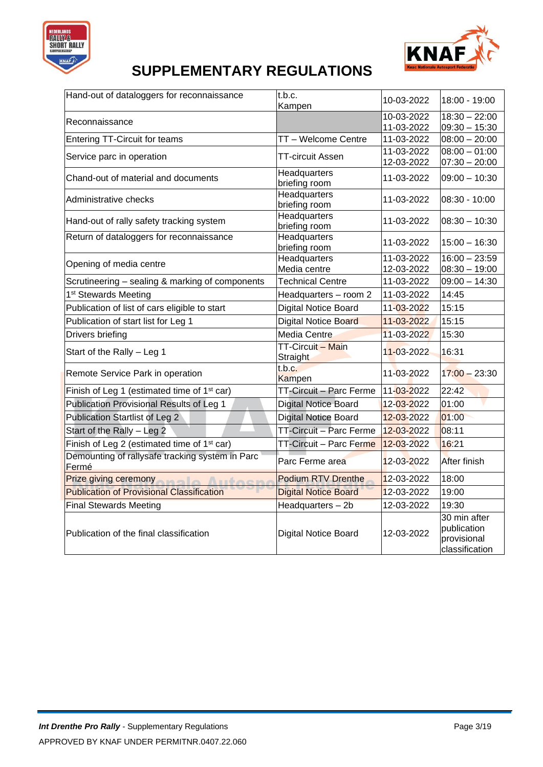# SUPPLEMENTARY REGULATIONS

| | | | |
|---|---|---|---|
| Hand-out of dataloggers for reconnaissance | t.b.c. Kampen | 10-03-2022 | 18:00 - 19:00 |
| Reconnaissance | | 10-03-2022<br>11-03-2022 | 18:30 – 22:00<br>09:30 – 15:30 |
| Entering TT-Circuit for teams | TT – Welcome Centre | 11-03-2022 | 08:00 – 20:00 |
| Service parc in operation | TT-circuit Assen | 11-03-2022<br>12-03-2022 | 08:00 – 01:00<br>07:30 – 20:00 |
| Chand-out of material and documents | Headquarters briefing room | 11-03-2022 | 09:00 – 10:30 |
| Administrative checks | Headquarters briefing room | 11-03-2022 | 08:30 - 10:00 |
| Hand-out of rally safety tracking system | Headquarters briefing room | 11-03-2022 | 08:30 – 10:30 |
| Return of dataloggers for reconnaissance | Headquarters briefing room | 11-03-2022 | 15:00 – 16:30 |
| Opening of media centre | Headquarters Media centre | 11-03-2022<br>12-03-2022 | 16:00 – 23:59<br>08:30 – 19:00 |
| Scrutineering – sealing & marking of components | Technical Centre | 11-03-2022 | 09:00 – 14:30 |
| 1st Stewards Meeting | Headquarters – room 2 | 11-03-2022 | 14:45 |
| Publication of list of cars eligible to start | Digital Notice Board | 11-03-2022 | 15:15 |
| Publication of start list for Leg 1 | Digital Notice Board | 11-03-2022 | 15:15 |
| Drivers briefing | Media Centre | 11-03-2022 | 15:30 |
| Start of the Rally – Leg 1 | TT-Circuit – Main Straight | 11-03-2022 | 16:31 |
| Remote Service Park in operation | t.b.c. Kampen | 11-03-2022 | 17:00 – 23:30 |
| Finish of Leg 1 (estimated time of 1st car) | TT-Circuit – Parc Ferme | 11-03-2022 | 22:42 |
| Publication Provisional Results of Leg 1 | Digital Notice Board | 12-03-2022 | 01:00 |
| Publication Startlist of Leg 2 | Digital Notice Board | 12-03-2022 | 01:00 |
| Start of the Rally – Leg 2 | TT-Circuit – Parc Ferme | 12-03-2022 | 08:11 |
| Finish of Leg 2 (estimated time of 1st car) | TT-Circuit – Parc Ferme | 12-03-2022 | 16:21 |
| Demounting of rallysafe tracking system in Parc Fermé | Parc Ferme area | 12-03-2022 | After finish |
| Prize giving ceremony | Podium RTV Drenthe | 12-03-2022 | 18:00 |
| Publication of Provisional Classification | Digital Notice Board | 12-03-2022 | 19:00 |
| Final Stewards Meeting | Headquarters – 2b | 12-03-2022 | 19:30 |
| Publication of the final classification | Digital Notice Board | 12-03-2022 | 30 min after publication provisional classification |

APPROVED BY KNAF UNDER PERMITNR.0407.22.060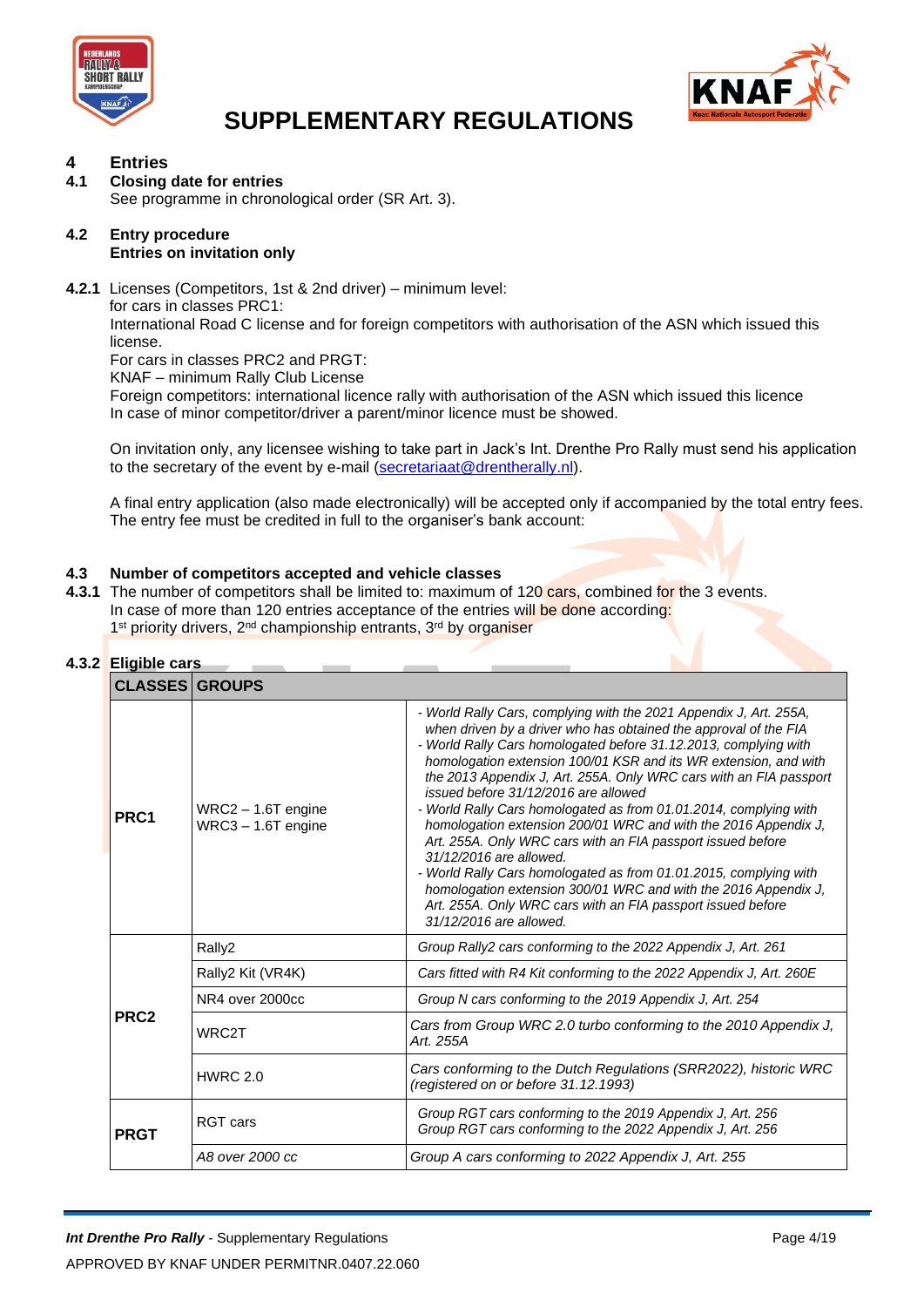# SUPPLEMENTARY REGULATIONS

## 4 Entries

### 4.1 Closing date for entries

See programme in chronological order (SR Art. 3).

### 4.2 Entry procedure

**Entries on invitation only**

**4.2.1** Licenses (Competitors, 1st & 2nd driver) – minimum level:
for cars in classes PRC1:
International Road C license and for foreign competitors with authorisation of the ASN which issued this license.
For cars in classes PRC2 and PRGT:
KNAF – minimum Rally Club License
Foreign competitors: international licence rally with authorisation of the ASN which issued this licence
In case of minor competitor/driver a parent/minor licence must be showed.

On invitation only, any licensee wishing to take part in Jack's Int. Drenthe Pro Rally must send his application to the secretary of the event by e-mail (secretariaat@drentherally.nl).

A final entry application (also made electronically) will be accepted only if accompanied by the total entry fees. The entry fee must be credited in full to the organiser's bank account:

### 4.3 Number of competitors accepted and vehicle classes

**4.3.1** The number of competitors shall be limited to: maximum of 120 cars, combined for the 3 events.
In case of more than 120 entries acceptance of the entries will be done according:
1st priority drivers, 2nd championship entrants, 3rd by organiser

**4.3.2 Eligible cars**

| CLASSES | GROUPS | |
|---|---|---|
| PRC1 | WRC2 – 1.6T engine<br>WRC3 – 1.6T engine | *- World Rally Cars, complying with the 2021 Appendix J, Art. 255A, when driven by a driver who has obtained the approval of the FIA<br>- World Rally Cars homologated before 31.12.2013, complying with homologation extension 100/01 KSR and its WR extension, and with the 2013 Appendix J, Art. 255A. Only WRC cars with an FIA passport issued before 31/12/2016 are allowed<br>- World Rally Cars homologated as from 01.01.2014, complying with homologation extension 200/01 WRC and with the 2016 Appendix J, Art. 255A. Only WRC cars with an FIA passport issued before 31/12/2016 are allowed.<br>- World Rally Cars homologated as from 01.01.2015, complying with homologation extension 300/01 WRC and with the 2016 Appendix J, Art. 255A. Only WRC cars with an FIA passport issued before 31/12/2016 are allowed.* |
| PRC2 | Rally2 | *Group Rally2 cars conforming to the 2022 Appendix J, Art. 261* |
| | Rally2 Kit (VR4K) | *Cars fitted with R4 Kit conforming to the 2022 Appendix J, Art. 260E* |
| | NR4 over 2000cc | *Group N cars conforming to the 2019 Appendix J, Art. 254* |
| | WRC2T | *Cars from Group WRC 2.0 turbo conforming to the 2010 Appendix J, Art. 255A* |
| | HWRC 2.0 | *Cars conforming to the Dutch Regulations (SRR2022), historic WRC (registered on or before 31.12.1993)* |
| PRGT | RGT cars | *Group RGT cars conforming to the 2019 Appendix J, Art. 256<br>Group RGT cars conforming to the 2022 Appendix J, Art. 256* |
| | *A8 over 2000 cc* | *Group A cars conforming to 2022 Appendix J, Art. 255* |

APPROVED BY KNAF UNDER PERMITNR.0407.22.060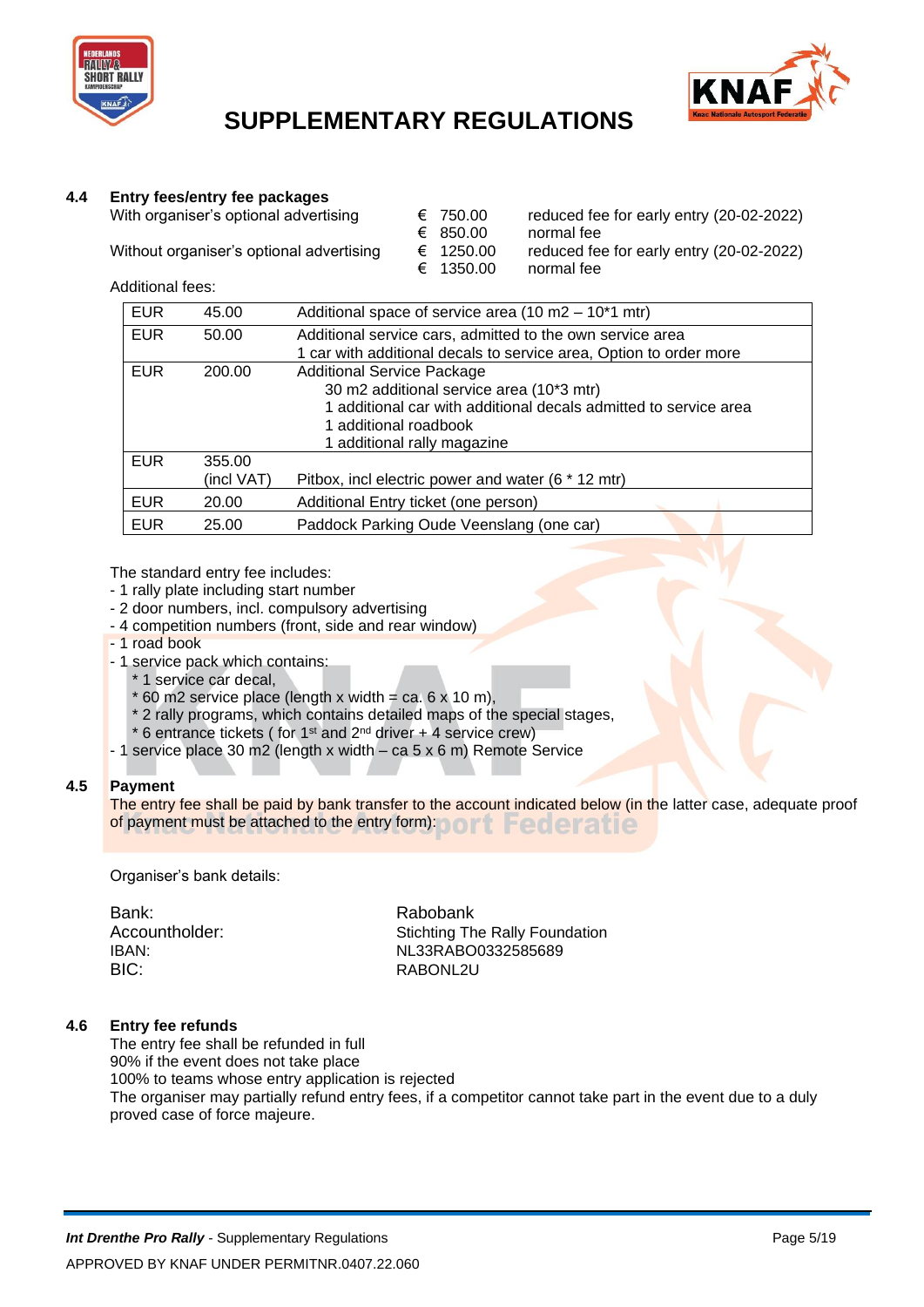### 4.4 Entry fees/entry fee packages

| | | |
|---|---|---|
| With organiser's optional advertising | € 750.00 | reduced fee for early entry (20-02-2022) |
| | € 850.00 | normal fee |
| Without organiser's optional advertising | € 1250.00 | reduced fee for early entry (20-02-2022) |
| | € 1350.00 | normal fee |

Additional fees:

| | | |
|---|---|---|
| EUR | 45.00 | Additional space of service area (10 m2 – 10*1 mtr) |
| EUR | 50.00 | Additional service cars, admitted to the own service area<br>1 car with additional decals to service area, Option to order more |
| EUR | 200.00 | Additional Service Package<br>30 m2 additional service area (10*3 mtr)<br>1 additional car with additional decals admitted to service area<br>1 additional roadbook<br>1 additional rally magazine |
| EUR | 355.00 (incl VAT) | Pitbox, incl electric power and water (6 * 12 mtr) |
| EUR | 20.00 | Additional Entry ticket (one person) |
| EUR | 25.00 | Paddock Parking Oude Veenslang (one car) |

The standard entry fee includes:

- 1 rally plate including start number
- 2 door numbers, incl. compulsory advertising
- 4 competition numbers (front, side and rear window)
- 1 road book
- 1 service pack which contains:
  - * 1 service car decal,
  - * 60 m2 service place (length x width = ca. 6 x 10 m),
  - * 2 rally programs, which contains detailed maps of the special stages,
  - * 6 entrance tickets ( for 1st and 2nd driver + 4 service crew)
- 1 service place 30 m2 (length x width – ca 5 x 6 m) Remote Service

### 4.5 Payment

The entry fee shall be paid by bank transfer to the account indicated below (in the latter case, adequate proof of payment must be attached to the entry form):

Organiser's bank details:

| | |
|---|---|
| Bank: | Rabobank |
| Accountholder: | Stichting The Rally Foundation |
| IBAN: | NL33RABO0332585689 |
| BIC: | RABONL2U |

### 4.6 Entry fee refunds

The entry fee shall be refunded in full
90% if the event does not take place
100% to teams whose entry application is rejected
The organiser may partially refund entry fees, if a competitor cannot take part in the event due to a duly proved case of force majeure.

APPROVED BY KNAF UNDER PERMITNR.0407.22.060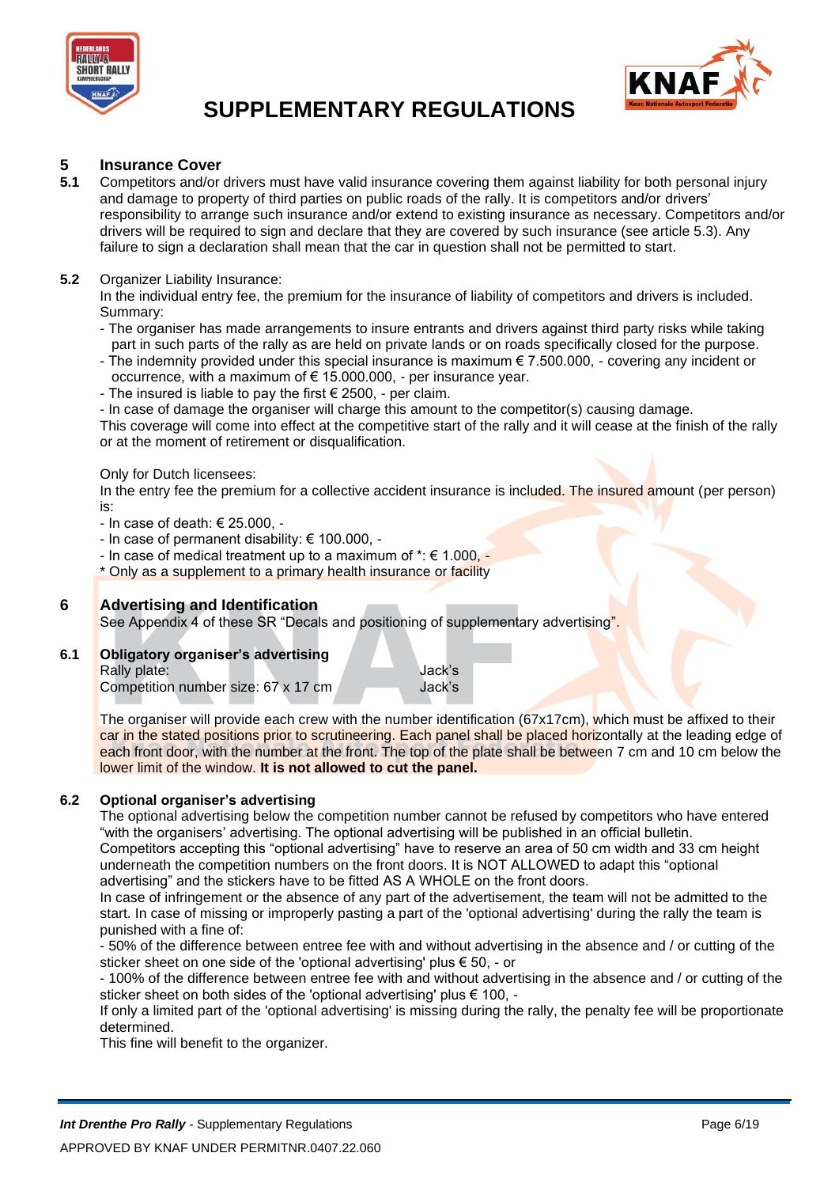## 5 Insurance Cover

**5.1** Competitors and/or drivers must have valid insurance covering them against liability for both personal injury and damage to property of third parties on public roads of the rally. It is competitors and/or drivers' responsibility to arrange such insurance and/or extend to existing insurance as necessary. Competitors and/or drivers will be required to sign and declare that they are covered by such insurance (see article 5.3). Any failure to sign a declaration shall mean that the car in question shall not be permitted to start.

**5.2** Organizer Liability Insurance:
In the individual entry fee, the premium for the insurance of liability of competitors and drivers is included.
Summary:

- The organiser has made arrangements to insure entrants and drivers against third party risks while taking part in such parts of the rally as are held on private lands or on roads specifically closed for the purpose.
- The indemnity provided under this special insurance is maximum € 7.500.000, - covering any incident or occurrence, with a maximum of € 15.000.000, - per insurance year.
- The insured is liable to pay the first € 2500, - per claim.
- In case of damage the organiser will charge this amount to the competitor(s) causing damage.

This coverage will come into effect at the competitive start of the rally and it will cease at the finish of the rally or at the moment of retirement or disqualification.

Only for Dutch licensees:
In the entry fee the premium for a collective accident insurance is included. The insured amount (per person) is:

- In case of death: € 25.000, -
- In case of permanent disability: € 100.000, -
- In case of medical treatment up to a maximum of *: € 1.000, -

\* Only as a supplement to a primary health insurance or facility

## 6 Advertising and Identification

See Appendix 4 of these SR "Decals and positioning of supplementary advertising".

### 6.1 Obligatory organiser's advertising

| | |
|---|---|
| Rally plate: | Jack's |
| Competition number size: 67 x 17 cm | Jack's |

The organiser will provide each crew with the number identification (67x17cm), which must be affixed to their car in the stated positions prior to scrutineering. Each panel shall be placed horizontally at the leading edge of each front door, with the number at the front. The top of the plate shall be between 7 cm and 10 cm below the lower limit of the window. **It is not allowed to cut the panel.**

### 6.2 Optional organiser's advertising

The optional advertising below the competition number cannot be refused by competitors who have entered "with the organisers' advertising. The optional advertising will be published in an official bulletin.
Competitors accepting this "optional advertising" have to reserve an area of 50 cm width and 33 cm height underneath the competition numbers on the front doors. It is NOT ALLOWED to adapt this "optional advertising" and the stickers have to be fitted AS A WHOLE on the front doors.
In case of infringement or the absence of any part of the advertisement, the team will not be admitted to the start. In case of missing or improperly pasting a part of the 'optional advertising' during the rally the team is punished with a fine of:

- 50% of the difference between entree fee with and without advertising in the absence and / or cutting of the sticker sheet on one side of the 'optional advertising' plus € 50, - or
- 100% of the difference between entree fee with and without advertising in the absence and / or cutting of the sticker sheet on both sides of the 'optional advertising' plus € 100, -

If only a limited part of the 'optional advertising' is missing during the rally, the penalty fee will be proportionate determined.
This fine will benefit to the organizer.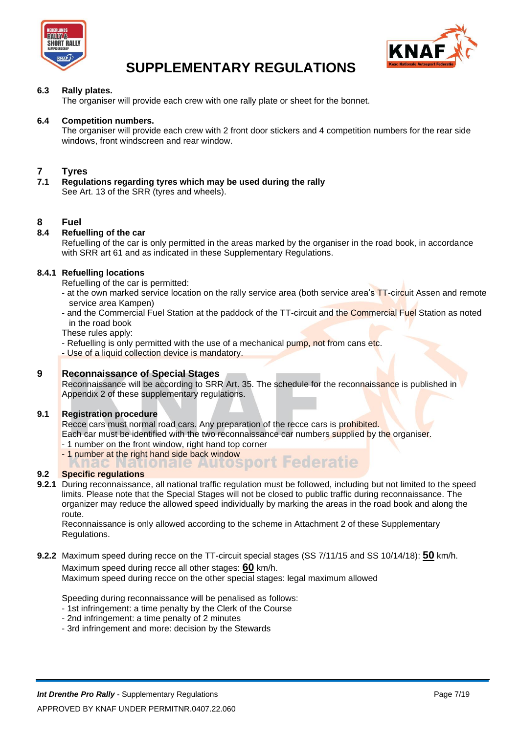**6.3 Rally plates.**
The organiser will provide each crew with one rally plate or sheet for the bonnet.

**6.4 Competition numbers.**
The organiser will provide each crew with 2 front door stickers and 4 competition numbers for the rear side windows, front windscreen and rear window.

## 7 Tyres

**7.1 Regulations regarding tyres which may be used during the rally**
See Art. 13 of the SRR (tyres and wheels).

## 8 Fuel

**8.4 Refuelling of the car**
Refuelling of the car is only permitted in the areas marked by the organiser in the road book, in accordance with SRR art 61 and as indicated in these Supplementary Regulations.

**8.4.1 Refuelling locations**
Refuelling of the car is permitted:
- at the own marked service location on the rally service area (both service area's TT-circuit Assen and remote service area Kampen)
- and the Commercial Fuel Station at the paddock of the TT-circuit and the Commercial Fuel Station as noted in the road book

These rules apply:
- Refuelling is only permitted with the use of a mechanical pump, not from cans etc.
- Use of a liquid collection device is mandatory.

## 9 Reconnaissance of Special Stages

Reconnaissance will be according to SRR Art. 35. The schedule for the reconnaissance is published in Appendix 2 of these supplementary regulations.

**9.1 Registration procedure**
Recce cars must normal road cars. Any preparation of the recce cars is prohibited.
Each car must be identified with the two reconnaissance car numbers supplied by the organiser.
- 1 number on the front window, right hand top corner
- 1 number at the right hand side back window

**9.2 Specific regulations**

**9.2.1** During reconnaissance, all national traffic regulation must be followed, including but not limited to the speed limits. Please note that the Special Stages will not be closed to public traffic during reconnaissance. The organizer may reduce the allowed speed individually by marking the areas in the road book and along the route.
Reconnaissance is only allowed according to the scheme in Attachment 2 of these Supplementary Regulations.

**9.2.2** Maximum speed during recce on the TT-circuit special stages (SS 7/11/15 and SS 10/14/18): **50** km/h.
Maximum speed during recce all other stages: **60** km/h.
Maximum speed during recce on the other special stages: legal maximum allowed

Speeding during reconnaissance will be penalised as follows:
- 1st infringement: a time penalty by the Clerk of the Course
- 2nd infringement: a time penalty of 2 minutes
- 3rd infringement and more: decision by the Stewards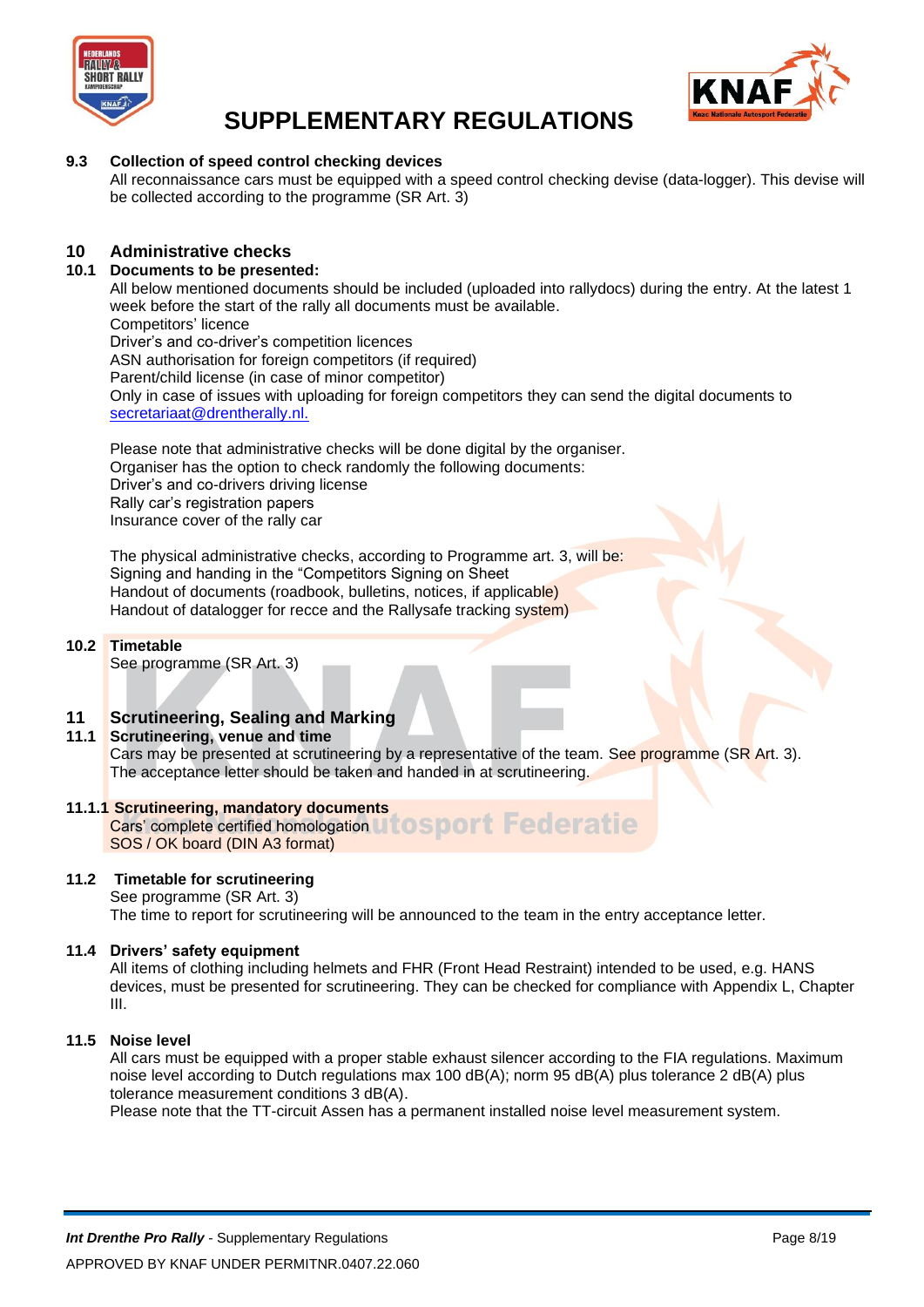### 9.3 Collection of speed control checking devices

All reconnaissance cars must be equipped with a speed control checking devise (data-logger). This devise will be collected according to the programme (SR Art. 3)

## 10 Administrative checks

### 10.1 Documents to be presented:

All below mentioned documents should be included (uploaded into rallydocs) during the entry. At the latest 1 week before the start of the rally all documents must be available.

Competitors' licence
Driver's and co-driver's competition licences
ASN authorisation for foreign competitors (if required)
Parent/child license (in case of minor competitor)
Only in case of issues with uploading for foreign competitors they can send the digital documents to secretariaat@drentherally.nl.

Please note that administrative checks will be done digital by the organiser.
Organiser has the option to check randomly the following documents:
Driver's and co-drivers driving license
Rally car's registration papers
Insurance cover of the rally car

The physical administrative checks, according to Programme art. 3, will be:
Signing and handing in the "Competitors Signing on Sheet
Handout of documents (roadbook, bulletins, notices, if applicable)
Handout of datalogger for recce and the Rallysafe tracking system)

### 10.2 Timetable

See programme (SR Art. 3)

## 11 Scrutineering, Sealing and Marking

### 11.1 Scrutineering, venue and time

Cars may be presented at scrutineering by a representative of the team. See programme (SR Art. 3).
The acceptance letter should be taken and handed in at scrutineering.

#### 11.1.1 Scrutineering, mandatory documents

Cars' complete certified homologation
SOS / OK board (DIN A3 format)

### 11.2 Timetable for scrutineering

See programme (SR Art. 3)
The time to report for scrutineering will be announced to the team in the entry acceptance letter.

### 11.4 Drivers' safety equipment

All items of clothing including helmets and FHR (Front Head Restraint) intended to be used, e.g. HANS devices, must be presented for scrutineering. They can be checked for compliance with Appendix L, Chapter III.

### 11.5 Noise level

All cars must be equipped with a proper stable exhaust silencer according to the FIA regulations. Maximum noise level according to Dutch regulations max 100 dB(A); norm 95 dB(A) plus tolerance 2 dB(A) plus tolerance measurement conditions 3 dB(A).
Please note that the TT-circuit Assen has a permanent installed noise level measurement system.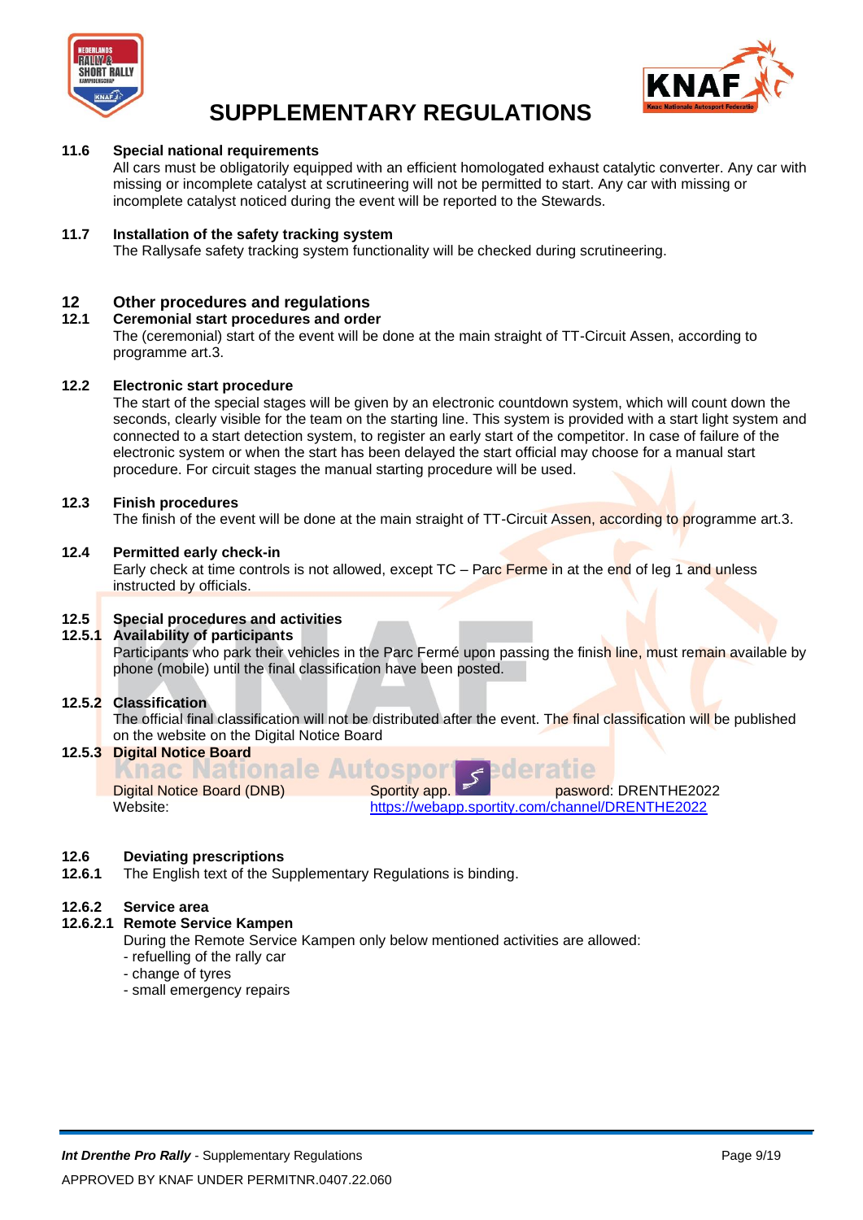# SUPPLEMENTARY REGULATIONS

**11.6 Special national requirements**

All cars must be obligatorily equipped with an efficient homologated exhaust catalytic converter. Any car with missing or incomplete catalyst at scrutineering will not be permitted to start. Any car with missing or incomplete catalyst noticed during the event will be reported to the Stewards.

**11.7 Installation of the safety tracking system**

The Rallysafe safety tracking system functionality will be checked during scrutineering.

## 12 Other procedures and regulations

**12.1 Ceremonial start procedures and order**

The (ceremonial) start of the event will be done at the main straight of TT-Circuit Assen, according to programme art.3.

**12.2 Electronic start procedure**

The start of the special stages will be given by an electronic countdown system, which will count down the seconds, clearly visible for the team on the starting line. This system is provided with a start light system and connected to a start detection system, to register an early start of the competitor. In case of failure of the electronic system or when the start has been delayed the start official may choose for a manual start procedure. For circuit stages the manual starting procedure will be used.

**12.3 Finish procedures**

The finish of the event will be done at the main straight of TT-Circuit Assen, according to programme art.3.

**12.4 Permitted early check-in**

Early check at time controls is not allowed, except TC – Parc Ferme in at the end of leg 1 and unless instructed by officials.

**12.5 Special procedures and activities**

**12.5.1 Availability of participants**

Participants who park their vehicles in the Parc Fermé upon passing the finish line, must remain available by phone (mobile) until the final classification have been posted.

**12.5.2 Classification**

The official final classification will not be distributed after the event. The final classification will be published on the website on the Digital Notice Board

**12.5.3 Digital Notice Board**

| | | |
|---|---|---|
| Digital Notice Board (DNB) | Sportity app. | pasword: DRENTHE2022 |
| Website: | https://webapp.sportity.com/channel/DRENTHE2022 | |

**12.6 Deviating prescriptions**

**12.6.1** The English text of the Supplementary Regulations is binding.

**12.6.2 Service area**

**12.6.2.1 Remote Service Kampen**

During the Remote Service Kampen only below mentioned activities are allowed:

- refuelling of the rally car
- change of tyres
- small emergency repairs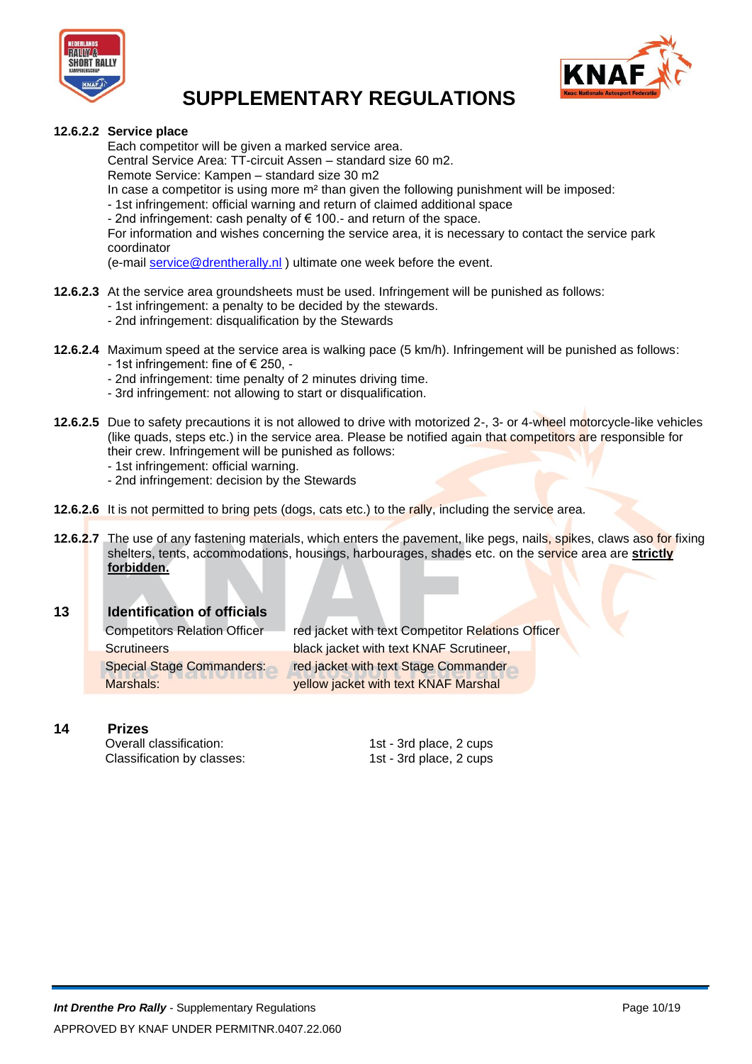# SUPPLEMENTARY REGULATIONS

**12.6.2.2 Service place**

Each competitor will be given a marked service area.
Central Service Area: TT-circuit Assen – standard size 60 m2.
Remote Service: Kampen – standard size 30 m2
In case a competitor is using more m² than given the following punishment will be imposed:
- 1st infringement: official warning and return of claimed additional space
- 2nd infringement: cash penalty of € 100.- and return of the space.

For information and wishes concerning the service area, it is necessary to contact the service park coordinator
(e-mail service@drentherally.nl ) ultimate one week before the event.

**12.6.2.3** At the service area groundsheets must be used. Infringement will be punished as follows:
- 1st infringement: a penalty to be decided by the stewards.
- 2nd infringement: disqualification by the Stewards

**12.6.2.4** Maximum speed at the service area is walking pace (5 km/h). Infringement will be punished as follows:
- 1st infringement: fine of € 250, -
- 2nd infringement: time penalty of 2 minutes driving time.
- 3rd infringement: not allowing to start or disqualification.

**12.6.2.5** Due to safety precautions it is not allowed to drive with motorized 2-, 3- or 4-wheel motorcycle-like vehicles (like quads, steps etc.) in the service area. Please be notified again that competitors are responsible for their crew. Infringement will be punished as follows:
- 1st infringement: official warning.
- 2nd infringement: decision by the Stewards

**12.6.2.6** It is not permitted to bring pets (dogs, cats etc.) to the rally, including the service area.

**12.6.2.7** The use of any fastening materials, which enters the pavement, like pegs, nails, spikes, claws aso for fixing shelters, tents, accommodations, housings, harbourages, shades etc. on the service area are **strictly forbidden.**

## 13 Identification of officials

| | |
|---|---|
| Competitors Relation Officer | red jacket with text Competitor Relations Officer |
| Scrutineers | black jacket with text KNAF Scrutineer, |
| Special Stage Commanders: | red jacket with text Stage Commander |
| Marshals: | yellow jacket with text KNAF Marshal |

## 14 Prizes

| | |
|---|---|
| Overall classification: | 1st - 3rd place, 2 cups |
| Classification by classes: | 1st - 3rd place, 2 cups |

*Int Drenthe Pro Rally* - Supplementary Regulations

APPROVED BY KNAF UNDER PERMITNR.0407.22.060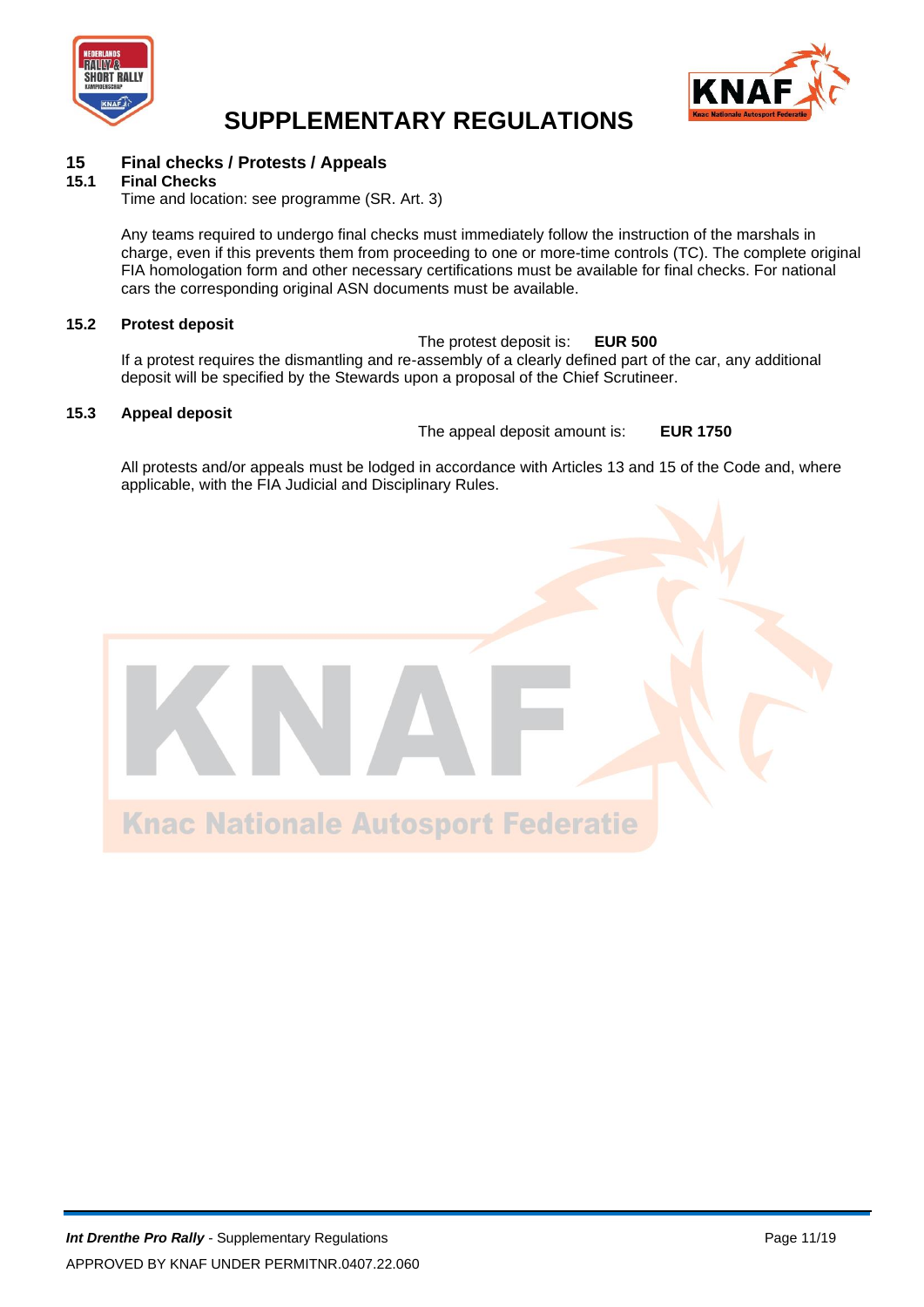## 15 Final checks / Protests / Appeals

### 15.1 Final Checks

Time and location: see programme (SR. Art. 3)

Any teams required to undergo final checks must immediately follow the instruction of the marshals in charge, even if this prevents them from proceeding to one or more-time controls (TC). The complete original FIA homologation form and other necessary certifications must be available for final checks. For national cars the corresponding original ASN documents must be available.

### 15.2 Protest deposit

The protest deposit is: **EUR 500**

If a protest requires the dismantling and re-assembly of a clearly defined part of the car, any additional deposit will be specified by the Stewards upon a proposal of the Chief Scrutineer.

### 15.3 Appeal deposit

The appeal deposit amount is: **EUR 1750**

All protests and/or appeals must be lodged in accordance with Articles 13 and 15 of the Code and, where applicable, with the FIA Judicial and Disciplinary Rules.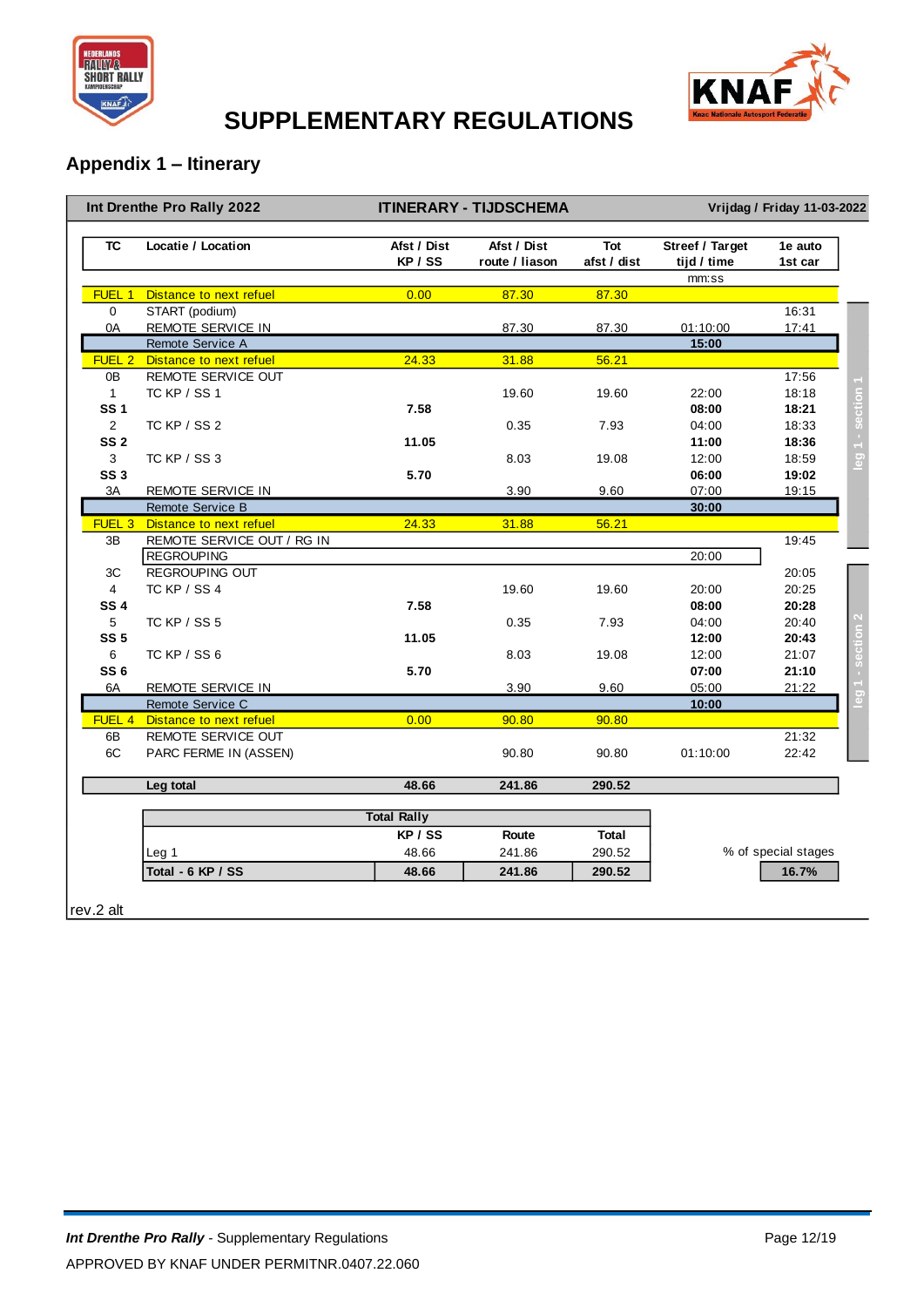# SUPPLEMENTARY REGULATIONS

## Appendix 1 – Itinerary

**Int Drenthe Pro Rally 2022** | **ITINERARY - TIJDSCHEMA** | **Vrijdag / Friday 11-03-2022**

| TC | Locatie / Location | Afst / Dist KP / SS | Afst / Dist route / liason | Tot afst / dist | Streef / Target tijd / time mm:ss | 1e auto 1st car | |
|---|---|---|---|---|---|---|---|
| FUEL 1 | Distance to next refuel | 0.00 | 87.30 | 87.30 | | | |
| 0 | START (podium) | | | | | 16:31 | |
| 0A | REMOTE SERVICE IN | | 87.30 | 87.30 | 01:10:00 | 17:41 | |
| | Remote Service A | | | | 15:00 | | |
| FUEL 2 | Distance to next refuel | 24.33 | 31.88 | 56.21 | | | |
| 0B | REMOTE SERVICE OUT | | | | | 17:56 | leg 1 - section 1 |
| 1 | TC KP / SS 1 | | 19.60 | 19.60 | 22:00 | 18:18 | |
| **SS 1** | | **7.58** | | | **08:00** | **18:21** | |
| 2 | TC KP / SS 2 | | 0.35 | 7.93 | 04:00 | 18:33 | |
| **SS 2** | | **11.05** | | | **11:00** | **18:36** | |
| 3 | TC KP / SS 3 | | 8.03 | 19.08 | 12:00 | 18:59 | |
| **SS 3** | | **5.70** | | | **06:00** | **19:02** | |
| 3A | REMOTE SERVICE IN | | 3.90 | 9.60 | 07:00 | 19:15 | |
| | Remote Service B | | | | **30:00** | | |
| FUEL 3 | Distance to next refuel | 24.33 | 31.88 | 56.21 | | | |
| 3B | REMOTE SERVICE OUT / RG IN | | | | | 19:45 | |
| | REGROUPING | | | | 20:00 | | |
| 3C | REGROUPING OUT | | | | | 20:05 | leg 1 - section 2 |
| 4 | TC KP / SS 4 | | 19.60 | 19.60 | 20:00 | 20:25 | |
| **SS 4** | | **7.58** | | | **08:00** | **20:28** | |
| 5 | TC KP / SS 5 | | 0.35 | 7.93 | 04:00 | 20:40 | |
| **SS 5** | | **11.05** | | | **12:00** | **20:43** | |
| 6 | TC KP / SS 6 | | 8.03 | 19.08 | 12:00 | 21:07 | |
| **SS 6** | | **5.70** | | | **07:00** | **21:10** | |
| 6A | REMOTE SERVICE IN | | 3.90 | 9.60 | 05:00 | 21:22 | |
| | Remote Service C | | | | **10:00** | | |
| FUEL 4 | Distance to next refuel | 0.00 | 90.80 | 90.80 | | | |
| 6B | REMOTE SERVICE OUT | | | | | 21:32 | |
| 6C | PARC FERME IN (ASSEN) | | 90.80 | 90.80 | 01:10:00 | 22:42 | |
| | **Leg total** | **48.66** | **241.86** | **290.52** | | | |

| Total Rally | KP / SS | Route | Total |
|---|---|---|---|
| Leg 1 | 48.66 | 241.86 | 290.52 |
| **Total - 6 KP / SS** | **48.66** | **241.86** | **290.52** |

% of special stages: **16.7%**

rev.2 alt

*Int Drenthe Pro Rally* - Supplementary Regulations

APPROVED BY KNAF UNDER PERMITNR.0407.22.060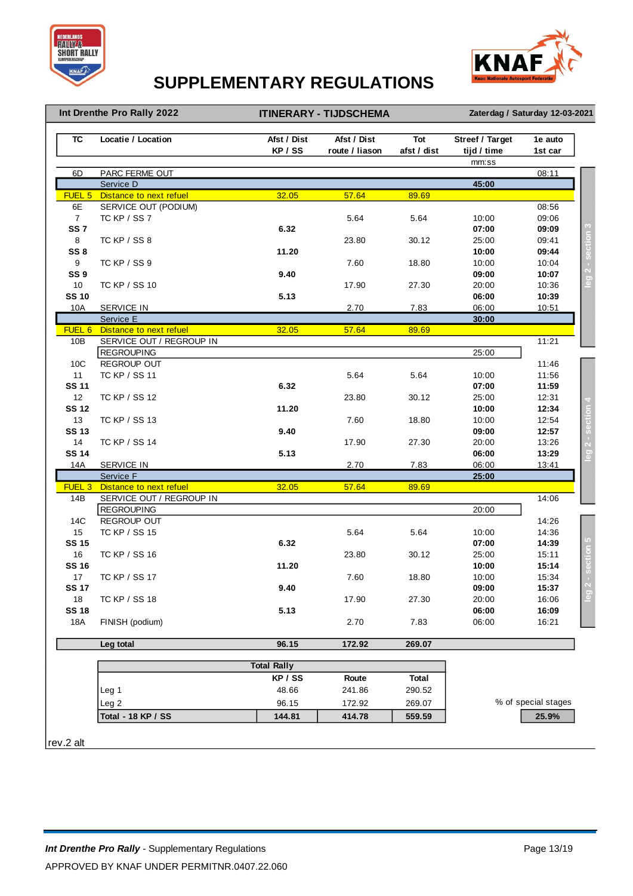# SUPPLEMENTARY REGULATIONS

**Int Drenthe Pro Rally 2022** — **ITINERARY - TIJDSCHEMA** — **Zaterdag / Saturday 12-03-2021**

| TC | Locatie / Location | Afst / Dist KP / SS | Afst / Dist route / liason | Tot afst / dist | Streef / Target tijd / time mm:ss | 1e auto 1st car | |
|---|---|---|---|---|---|---|---|
| 6D | PARC FERME OUT | | | | | 08:11 | leg 2 - section 3 |
| | Service D | | | | **45:00** | | |
| FUEL 5 | Distance to next refuel | 32.05 | 57.64 | 89.69 | | | |
| 6E | SERVICE OUT (PODIUM) | | | | | 08:56 | |
| 7 | TC KP / SS 7 | | 5.64 | 5.64 | 10:00 | 09:06 | |
| **SS 7** | | **6.32** | | | **07:00** | **09:09** | |
| 8 | TC KP / SS 8 | | 23.80 | 30.12 | 25:00 | 09:41 | |
| **SS 8** | | **11.20** | | | **10:00** | **09:44** | |
| 9 | TC KP / SS 9 | | 7.60 | 18.80 | 10:00 | 10:04 | |
| **SS 9** | | **9.40** | | | **09:00** | **10:07** | |
| 10 | TC KP / SS 10 | | 17.90 | 27.30 | 20:00 | 10:36 | |
| **SS 10** | | **5.13** | | | **06:00** | **10:39** | |
| 10A | SERVICE IN | | 2.70 | 7.83 | 06:00 | 10:51 | |
| | Service E | | | | **30:00** | | |
| FUEL 6 | Distance to next refuel | 32.05 | 57.64 | 89.69 | | | |
| 10B | SERVICE OUT / REGROUP IN | | | | | 11:21 | |
| | REGROUPING | | | | 25:00 | | |
| 10C | REGROUP OUT | | | | | 11:46 | leg 2 - section 4 |
| 11 | TC KP / SS 11 | | 5.64 | 5.64 | 10:00 | 11:56 | |
| **SS 11** | | **6.32** | | | **07:00** | **11:59** | |
| 12 | TC KP / SS 12 | | 23.80 | 30.12 | 25:00 | 12:31 | |
| **SS 12** | | **11.20** | | | **10:00** | **12:34** | |
| 13 | TC KP / SS 13 | | 7.60 | 18.80 | 10:00 | 12:54 | |
| **SS 13** | | **9.40** | | | **09:00** | **12:57** | |
| 14 | TC KP / SS 14 | | 17.90 | 27.30 | 20:00 | 13:26 | |
| **SS 14** | | **5.13** | | | **06:00** | **13:29** | |
| 14A | SERVICE IN | | 2.70 | 7.83 | 06:00 | 13:41 | |
| | Service F | | | | **25:00** | | |
| FUEL 3 | Distance to next refuel | 32.05 | 57.64 | 89.69 | | | |
| 14B | SERVICE OUT / REGROUP IN | | | | | 14:06 | |
| | REGROUPING | | | | 20:00 | | |
| 14C | REGROUP OUT | | | | | 14:26 | leg 2 - section 5 |
| 15 | TC KP / SS 15 | | 5.64 | 5.64 | 10:00 | 14:36 | |
| **SS 15** | | **6.32** | | | **07:00** | **14:39** | |
| 16 | TC KP / SS 16 | | 23.80 | 30.12 | 25:00 | 15:11 | |
| **SS 16** | | **11.20** | | | **10:00** | **15:14** | |
| 17 | TC KP / SS 17 | | 7.60 | 18.80 | 10:00 | 15:34 | |
| **SS 17** | | **9.40** | | | **09:00** | **15:37** | |
| 18 | TC KP / SS 18 | | 17.90 | 27.30 | 20:00 | 16:06 | |
| **SS 18** | | **5.13** | | | **06:00** | **16:09** | |
| 18A | FINISH (podium) | | 2.70 | 7.83 | 06:00 | 16:21 | |
| | **Leg total** | **96.15** | **172.92** | **269.07** | | | |

| Total Rally | KP / SS | Route | Total |
|---|---|---|---|
| Leg 1 | 48.66 | 241.86 | 290.52 |
| Leg 2 | 96.15 | 172.92 | 269.07 |
| **Total - 18 KP / SS** | **144.81** | **414.78** | **559.59** |

% of special stages: **25.9%**

rev.2 alt

APPROVED BY KNAF UNDER PERMITNR.0407.22.060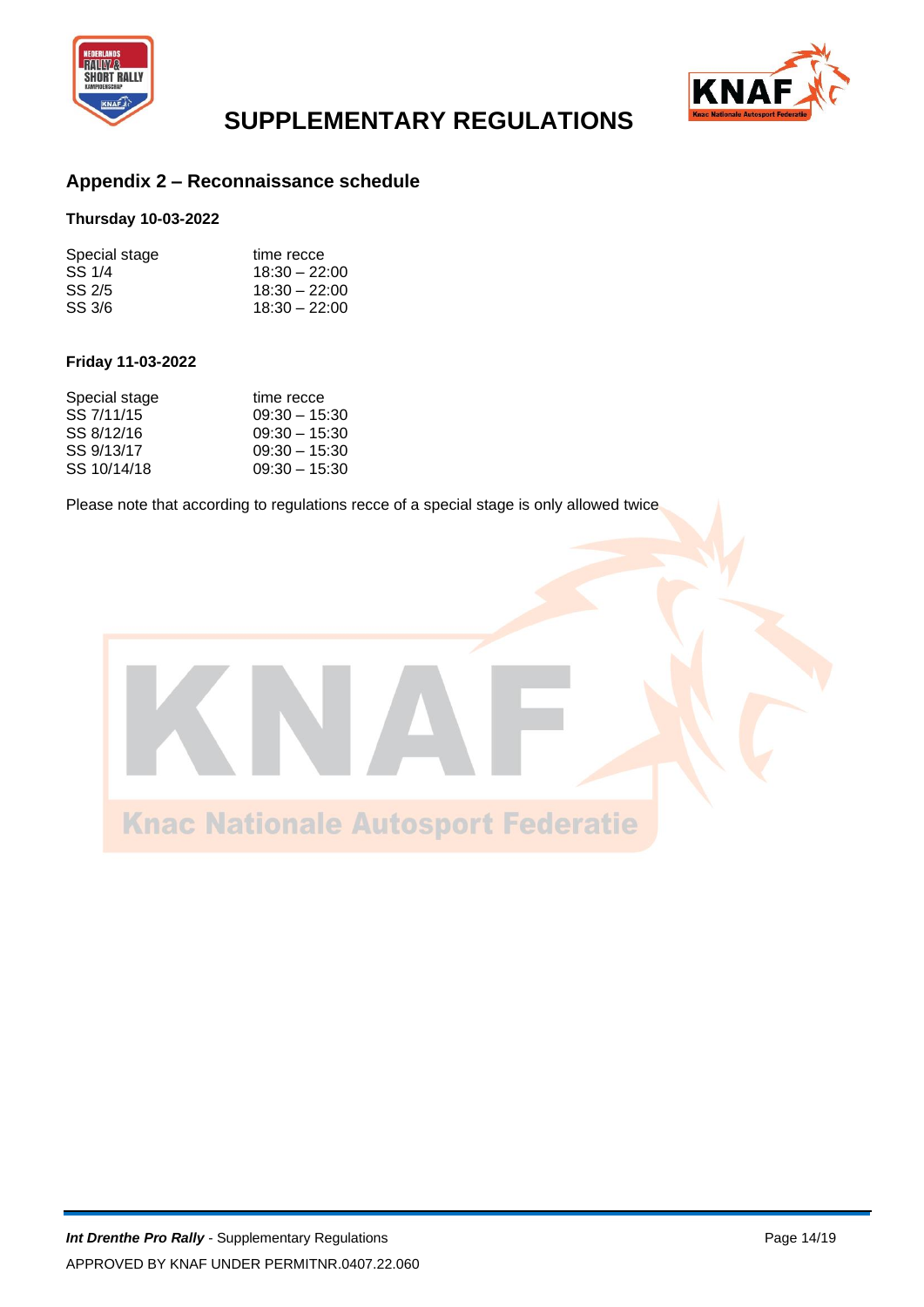## Appendix 2 – Reconnaissance schedule

**Thursday 10-03-2022**

| Special stage | time recce |
|---|---|
| SS 1/4 | 18:30 – 22:00 |
| SS 2/5 | 18:30 – 22:00 |
| SS 3/6 | 18:30 – 22:00 |

**Friday 11-03-2022**

| Special stage | time recce |
|---|---|
| SS 7/11/15 | 09:30 – 15:30 |
| SS 8/12/16 | 09:30 – 15:30 |
| SS 9/13/17 | 09:30 – 15:30 |
| SS 10/14/18 | 09:30 – 15:30 |

Please note that according to regulations recce of a special stage is only allowed twice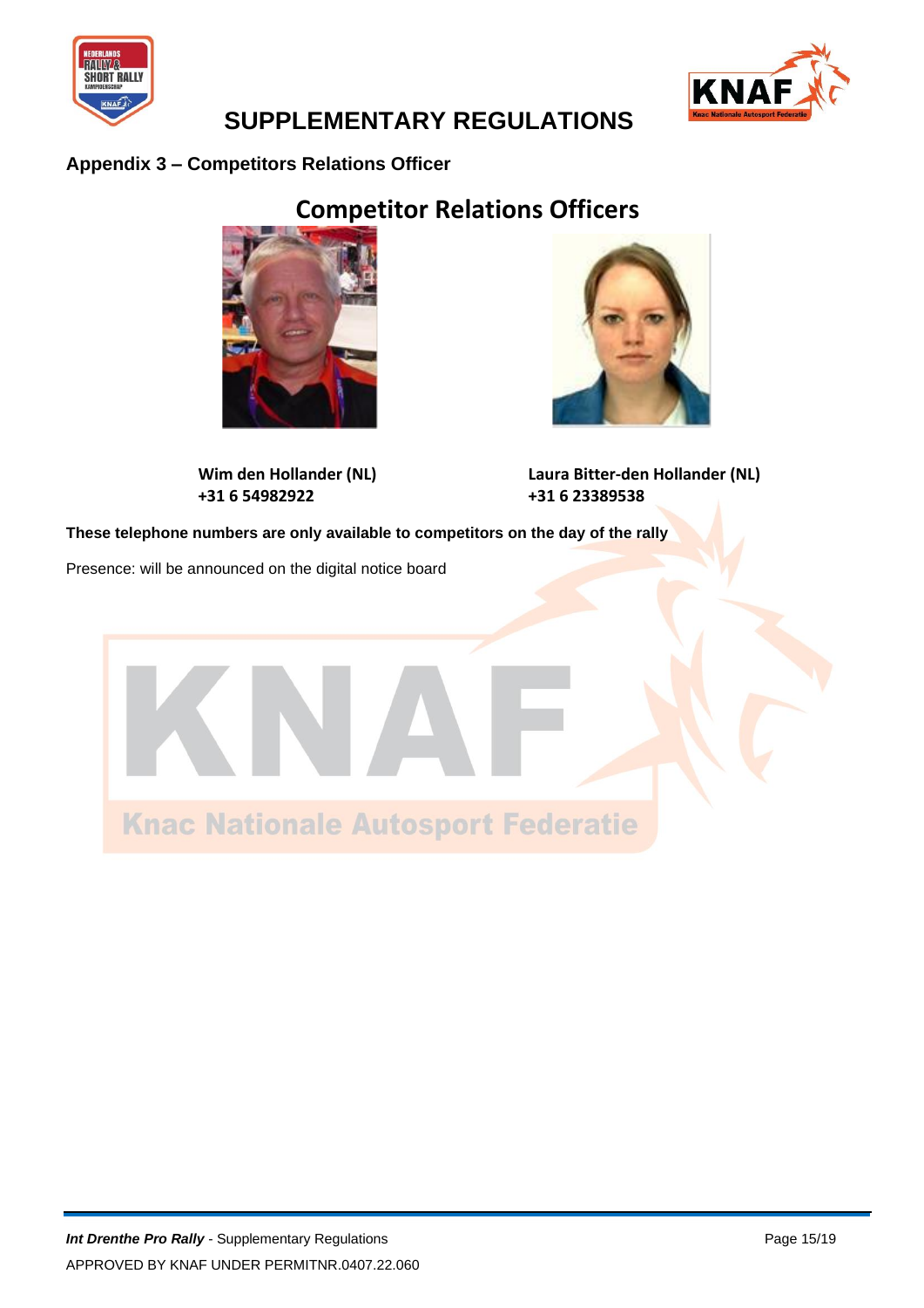# SUPPLEMENTARY REGULATIONS

## Appendix 3 – Competitors Relations Officer

## Competitor Relations Officers

**Wim den Hollander (NL)**
**+31 6 54982922**

**Laura Bitter-den Hollander (NL)**
**+31 6 23389538**

**These telephone numbers are only available to competitors on the day of the rally**

Presence: will be announced on the digital notice board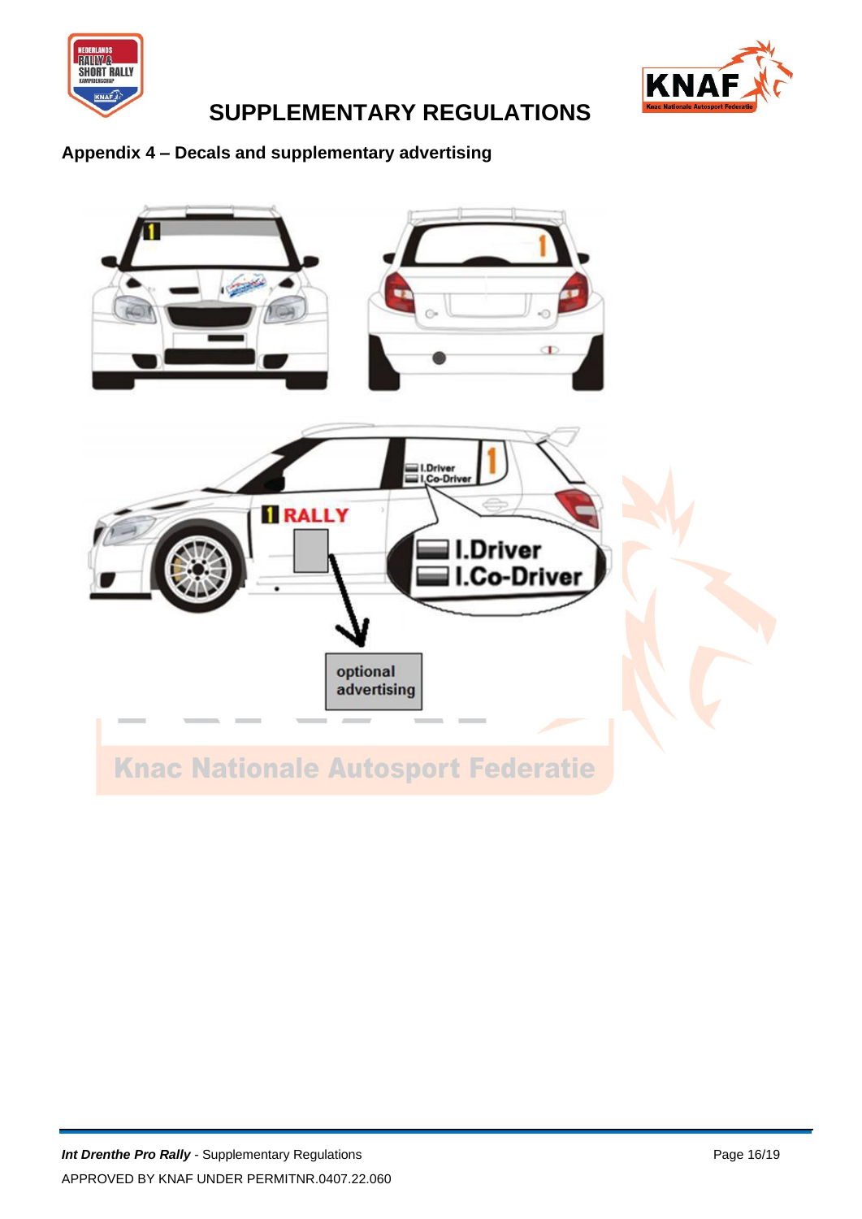# SUPPLEMENTARY REGULATIONS

## Appendix 4 – Decals and supplementary advertising

1 RALLY

I.Driver
I.Co-Driver

optional advertising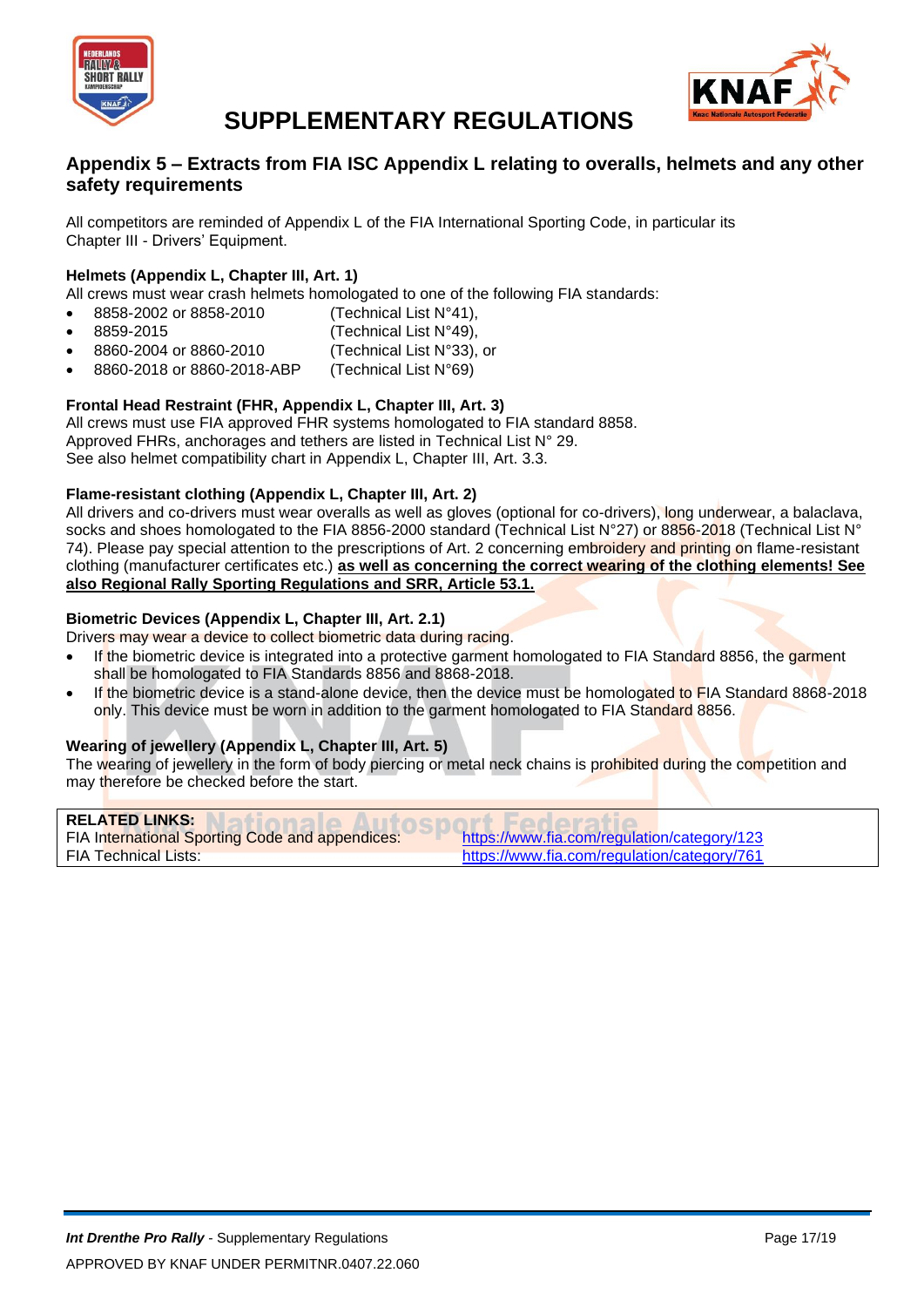## Appendix 5 – Extracts from FIA ISC Appendix L relating to overalls, helmets and any other safety requirements

All competitors are reminded of Appendix L of the FIA International Sporting Code, in particular its Chapter III - Drivers' Equipment.

**Helmets (Appendix L, Chapter III, Art. 1)**
All crews must wear crash helmets homologated to one of the following FIA standards:

- 8858-2002 or 8858-2010 (Technical List N°41),
- 8859-2015 (Technical List N°49),
- 8860-2004 or 8860-2010 (Technical List N°33), or
- 8860-2018 or 8860-2018-ABP (Technical List N°69)

**Frontal Head Restraint (FHR, Appendix L, Chapter III, Art. 3)**
All crews must use FIA approved FHR systems homologated to FIA standard 8858.
Approved FHRs, anchorages and tethers are listed in Technical List N° 29.
See also helmet compatibility chart in Appendix L, Chapter III, Art. 3.3.

**Flame-resistant clothing (Appendix L, Chapter III, Art. 2)**
All drivers and co-drivers must wear overalls as well as gloves (optional for co-drivers), long underwear, a balaclava, socks and shoes homologated to the FIA 8856-2000 standard (Technical List N°27) or 8856-2018 (Technical List N° 74). Please pay special attention to the prescriptions of Art. 2 concerning embroidery and printing on flame-resistant clothing (manufacturer certificates etc.) **as well as concerning the correct wearing of the clothing elements! See also Regional Rally Sporting Regulations and SRR, Article 53.1.**

**Biometric Devices (Appendix L, Chapter III, Art. 2.1)**
Drivers may wear a device to collect biometric data during racing.

- If the biometric device is integrated into a protective garment homologated to FIA Standard 8856, the garment shall be homologated to FIA Standards 8856 and 8868-2018.
- If the biometric device is a stand-alone device, then the device must be homologated to FIA Standard 8868-2018 only. This device must be worn in addition to the garment homologated to FIA Standard 8856.

**Wearing of jewellery (Appendix L, Chapter III, Art. 5)**
The wearing of jewellery in the form of body piercing or metal neck chains is prohibited during the competition and may therefore be checked before the start.

| **RELATED LINKS:** | |
|---|---|
| FIA International Sporting Code and appendices: | https://www.fia.com/regulation/category/123 |
| FIA Technical Lists: | https://www.fia.com/regulation/category/761 |

APPROVED BY KNAF UNDER PERMITNR.0407.22.060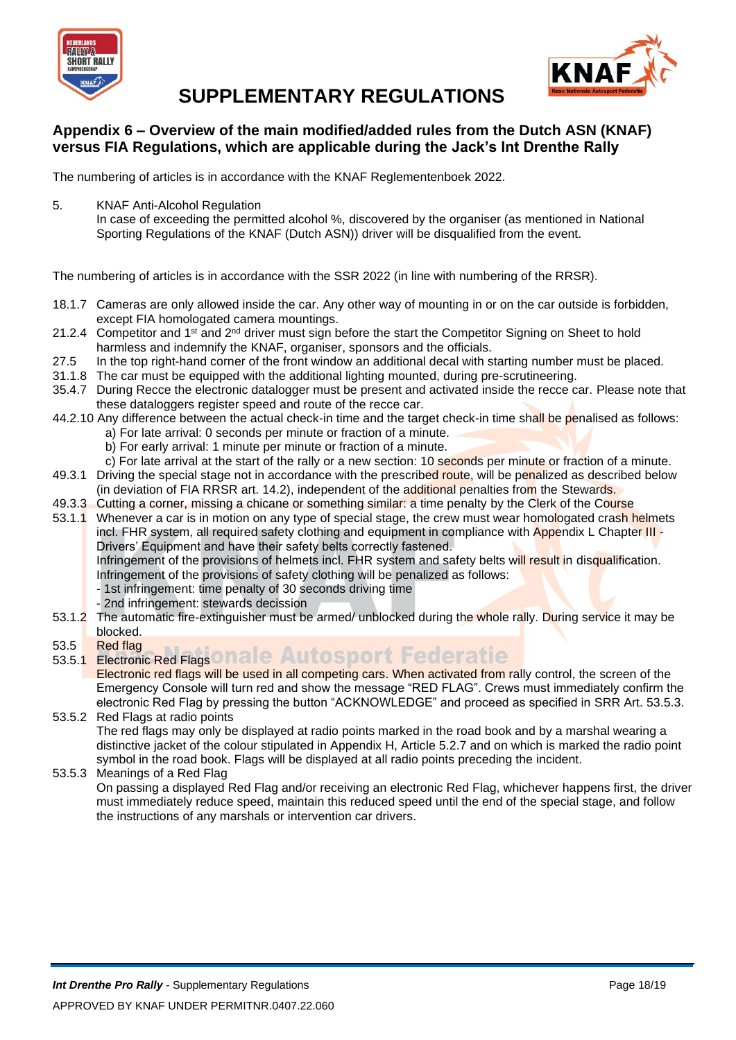# SUPPLEMENTARY REGULATIONS

## Appendix 6 – Overview of the main modified/added rules from the Dutch ASN (KNAF) versus FIA Regulations, which are applicable during the Jack's Int Drenthe Rally

The numbering of articles is in accordance with the KNAF Reglementenboek 2022.

5. KNAF Anti-Alcohol Regulation
   In case of exceeding the permitted alcohol %, discovered by the organiser (as mentioned in National Sporting Regulations of the KNAF (Dutch ASN)) driver will be disqualified from the event.

The numbering of articles is in accordance with the SSR 2022 (in line with numbering of the RRSR).

18.1.7 Cameras are only allowed inside the car. Any other way of mounting in or on the car outside is forbidden, except FIA homologated camera mountings.

21.2.4 Competitor and 1st and 2nd driver must sign before the start the Competitor Signing on Sheet to hold harmless and indemnify the KNAF, organiser, sponsors and the officials.

27.5 In the top right-hand corner of the front window an additional decal with starting number must be placed.

31.1.8 The car must be equipped with the additional lighting mounted, during pre-scrutineering.

35.4.7 During Recce the electronic datalogger must be present and activated inside the recce car. Please note that these dataloggers register speed and route of the recce car.

44.2.10 Any difference between the actual check-in time and the target check-in time shall be penalised as follows:
- a) For late arrival: 0 seconds per minute or fraction of a minute.
- b) For early arrival: 1 minute per minute or fraction of a minute.
- c) For late arrival at the start of the rally or a new section: 10 seconds per minute or fraction of a minute.

49.3.1 Driving the special stage not in accordance with the prescribed route, will be penalized as described below (in deviation of FIA RRSR art. 14.2), independent of the additional penalties from the Stewards.

49.3.3 Cutting a corner, missing a chicane or something similar: a time penalty by the Clerk of the Course

53.1.1 Whenever a car is in motion on any type of special stage, the crew must wear homologated crash helmets incl. FHR system, all required safety clothing and equipment in compliance with Appendix L Chapter III - Drivers' Equipment and have their safety belts correctly fastened.
Infringement of the provisions of helmets incl. FHR system and safety belts will result in disqualification.
Infringement of the provisions of safety clothing will be penalized as follows:
- 1st infringement: time penalty of 30 seconds driving time
- 2nd infringement: stewards decission

53.1.2 The automatic fire-extinguisher must be armed/ unblocked during the whole rally. During service it may be blocked.

53.5 Red flag

53.5.1 Electronic Red Flags
Electronic red flags will be used in all competing cars. When activated from rally control, the screen of the Emergency Console will turn red and show the message "RED FLAG". Crews must immediately confirm the electronic Red Flag by pressing the button "ACKNOWLEDGE" and proceed as specified in SRR Art. 53.5.3.

53.5.2 Red Flags at radio points
The red flags may only be displayed at radio points marked in the road book and by a marshal wearing a distinctive jacket of the colour stipulated in Appendix H, Article 5.2.7 and on which is marked the radio point symbol in the road book. Flags will be displayed at all radio points preceding the incident.

53.5.3 Meanings of a Red Flag
On passing a displayed Red Flag and/or receiving an electronic Red Flag, whichever happens first, the driver must immediately reduce speed, maintain this reduced speed until the end of the special stage, and follow the instructions of any marshals or intervention car drivers.

*Int Drenthe Pro Rally* - Supplementary Regulations

APPROVED BY KNAF UNDER PERMITNR.0407.22.060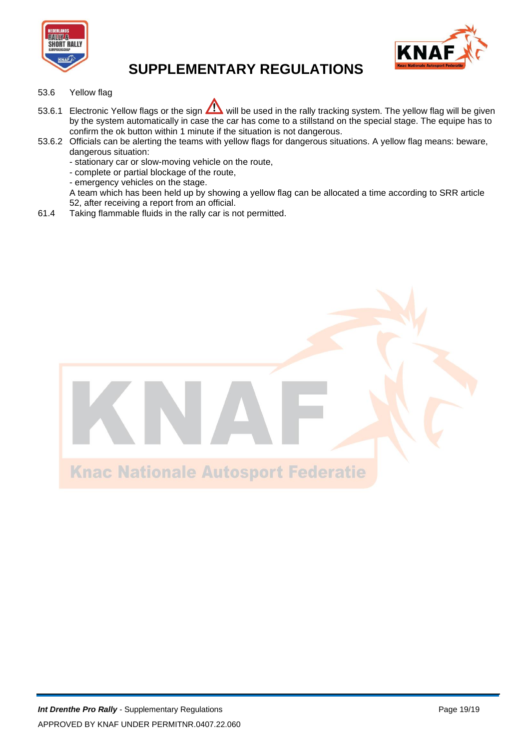53.6 Yellow flag

53.6.1 Electronic Yellow flags or the sign ⚠ will be used in the rally tracking system. The yellow flag will be given by the system automatically in case the car has come to a stillstand on the special stage. The equipe has to confirm the ok button within 1 minute if the situation is not dangerous.

53.6.2 Officials can be alerting the teams with yellow flags for dangerous situations. A yellow flag means: beware, dangerous situation:

- stationary car or slow-moving vehicle on the route,
- complete or partial blockage of the route,
- emergency vehicles on the stage.

A team which has been held up by showing a yellow flag can be allocated a time according to SRR article 52, after receiving a report from an official.

61.4 Taking flammable fluids in the rally car is not permitted.